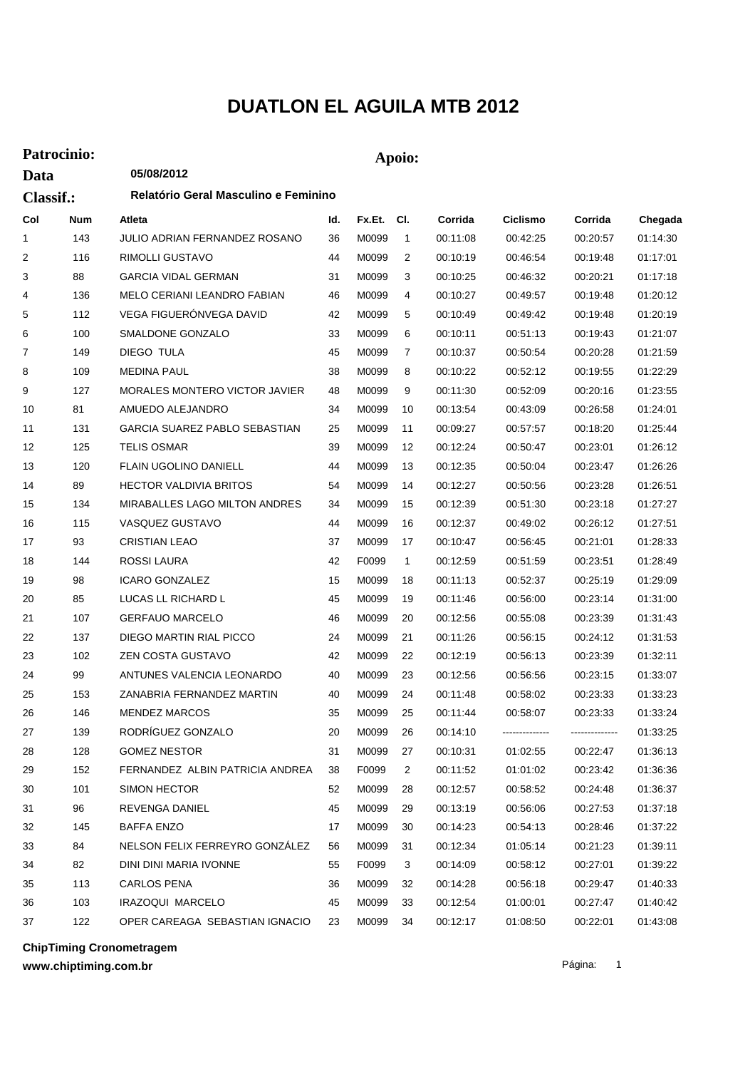# DUATLON EL AGUILA MTB 2012

**Patrocinio:** **Apoio:**

**Data** **05/08/2012**

**Classif.:** **Relatório Geral Masculino e Feminino**

| Col | Num | Atleta | Id. | Fx.Et. | Cl. | Corrida | Ciclismo | Corrida | Chegada |
|---|---|---|---|---|---|---|---|---|---|
| 1 | 143 | JULIO ADRIAN FERNANDEZ ROSANO | 36 | M0099 | 1 | 00:11:08 | 00:42:25 | 00:20:57 | 01:14:30 |
| 2 | 116 | RIMOLLI GUSTAVO | 44 | M0099 | 2 | 00:10:19 | 00:46:54 | 00:19:48 | 01:17:01 |
| 3 | 88 | GARCIA VIDAL GERMAN | 31 | M0099 | 3 | 00:10:25 | 00:46:32 | 00:20:21 | 01:17:18 |
| 4 | 136 | MELO CERIANI LEANDRO FABIAN | 46 | M0099 | 4 | 00:10:27 | 00:49:57 | 00:19:48 | 01:20:12 |
| 5 | 112 | VEGA FIGUERÓNVEGA DAVID | 42 | M0099 | 5 | 00:10:49 | 00:49:42 | 00:19:48 | 01:20:19 |
| 6 | 100 | SMALDONE GONZALO | 33 | M0099 | 6 | 00:10:11 | 00:51:13 | 00:19:43 | 01:21:07 |
| 7 | 149 | DIEGO TULA | 45 | M0099 | 7 | 00:10:37 | 00:50:54 | 00:20:28 | 01:21:59 |
| 8 | 109 | MEDINA PAUL | 38 | M0099 | 8 | 00:10:22 | 00:52:12 | 00:19:55 | 01:22:29 |
| 9 | 127 | MORALES MONTERO VICTOR JAVIER | 48 | M0099 | 9 | 00:11:30 | 00:52:09 | 00:20:16 | 01:23:55 |
| 10 | 81 | AMUEDO ALEJANDRO | 34 | M0099 | 10 | 00:13:54 | 00:43:09 | 00:26:58 | 01:24:01 |
| 11 | 131 | GARCIA SUAREZ PABLO SEBASTIAN | 25 | M0099 | 11 | 00:09:27 | 00:57:57 | 00:18:20 | 01:25:44 |
| 12 | 125 | TELIS OSMAR | 39 | M0099 | 12 | 00:12:24 | 00:50:47 | 00:23:01 | 01:26:12 |
| 13 | 120 | FLAIN UGOLINO DANIELL | 44 | M0099 | 13 | 00:12:35 | 00:50:04 | 00:23:47 | 01:26:26 |
| 14 | 89 | HECTOR VALDIVIA BRITOS | 54 | M0099 | 14 | 00:12:27 | 00:50:56 | 00:23:28 | 01:26:51 |
| 15 | 134 | MIRABALLES LAGO MILTON ANDRES | 34 | M0099 | 15 | 00:12:39 | 00:51:30 | 00:23:18 | 01:27:27 |
| 16 | 115 | VASQUEZ GUSTAVO | 44 | M0099 | 16 | 00:12:37 | 00:49:02 | 00:26:12 | 01:27:51 |
| 17 | 93 | CRISTIAN LEAO | 37 | M0099 | 17 | 00:10:47 | 00:56:45 | 00:21:01 | 01:28:33 |
| 18 | 144 | ROSSI LAURA | 42 | F0099 | 1 | 00:12:59 | 00:51:59 | 00:23:51 | 01:28:49 |
| 19 | 98 | ICARO GONZALEZ | 15 | M0099 | 18 | 00:11:13 | 00:52:37 | 00:25:19 | 01:29:09 |
| 20 | 85 | LUCAS LL RICHARD L | 45 | M0099 | 19 | 00:11:46 | 00:56:00 | 00:23:14 | 01:31:00 |
| 21 | 107 | GERFAUO MARCELO | 46 | M0099 | 20 | 00:12:56 | 00:55:08 | 00:23:39 | 01:31:43 |
| 22 | 137 | DIEGO MARTIN RIAL PICCO | 24 | M0099 | 21 | 00:11:26 | 00:56:15 | 00:24:12 | 01:31:53 |
| 23 | 102 | ZEN COSTA GUSTAVO | 42 | M0099 | 22 | 00:12:19 | 00:56:13 | 00:23:39 | 01:32:11 |
| 24 | 99 | ANTUNES VALENCIA LEONARDO | 40 | M0099 | 23 | 00:12:56 | 00:56:56 | 00:23:15 | 01:33:07 |
| 25 | 153 | ZANABRIA FERNANDEZ MARTIN | 40 | M0099 | 24 | 00:11:48 | 00:58:02 | 00:23:33 | 01:33:23 |
| 26 | 146 | MENDEZ MARCOS | 35 | M0099 | 25 | 00:11:44 | 00:58:07 | 00:23:33 | 01:33:24 |
| 27 | 139 | RODRÍGUEZ GONZALO | 20 | M0099 | 26 | 00:14:10 | -------------- | -------------- | 01:33:25 |
| 28 | 128 | GOMEZ NESTOR | 31 | M0099 | 27 | 00:10:31 | 01:02:55 | 00:22:47 | 01:36:13 |
| 29 | 152 | FERNANDEZ ALBIN PATRICIA ANDREA | 38 | F0099 | 2 | 00:11:52 | 01:01:02 | 00:23:42 | 01:36:36 |
| 30 | 101 | SIMON HECTOR | 52 | M0099 | 28 | 00:12:57 | 00:58:52 | 00:24:48 | 01:36:37 |
| 31 | 96 | REVENGA DANIEL | 45 | M0099 | 29 | 00:13:19 | 00:56:06 | 00:27:53 | 01:37:18 |
| 32 | 145 | BAFFA ENZO | 17 | M0099 | 30 | 00:14:23 | 00:54:13 | 00:28:46 | 01:37:22 |
| 33 | 84 | NELSON FELIX FERREYRO GONZÁLEZ | 56 | M0099 | 31 | 00:12:34 | 01:05:14 | 00:21:23 | 01:39:11 |
| 34 | 82 | DINI DINI MARIA IVONNE | 55 | F0099 | 3 | 00:14:09 | 00:58:12 | 00:27:01 | 01:39:22 |
| 35 | 113 | CARLOS PENA | 36 | M0099 | 32 | 00:14:28 | 00:56:18 | 00:29:47 | 01:40:33 |
| 36 | 103 | IRAZOQUI MARCELO | 45 | M0099 | 33 | 00:12:54 | 01:00:01 | 00:27:47 | 01:40:42 |
| 37 | 122 | OPER CAREAGA SEBASTIAN IGNACIO | 23 | M0099 | 34 | 00:12:17 | 01:08:50 | 00:22:01 | 01:43:08 |

**ChipTiming Cronometragem**
**www.chiptiming.com.br**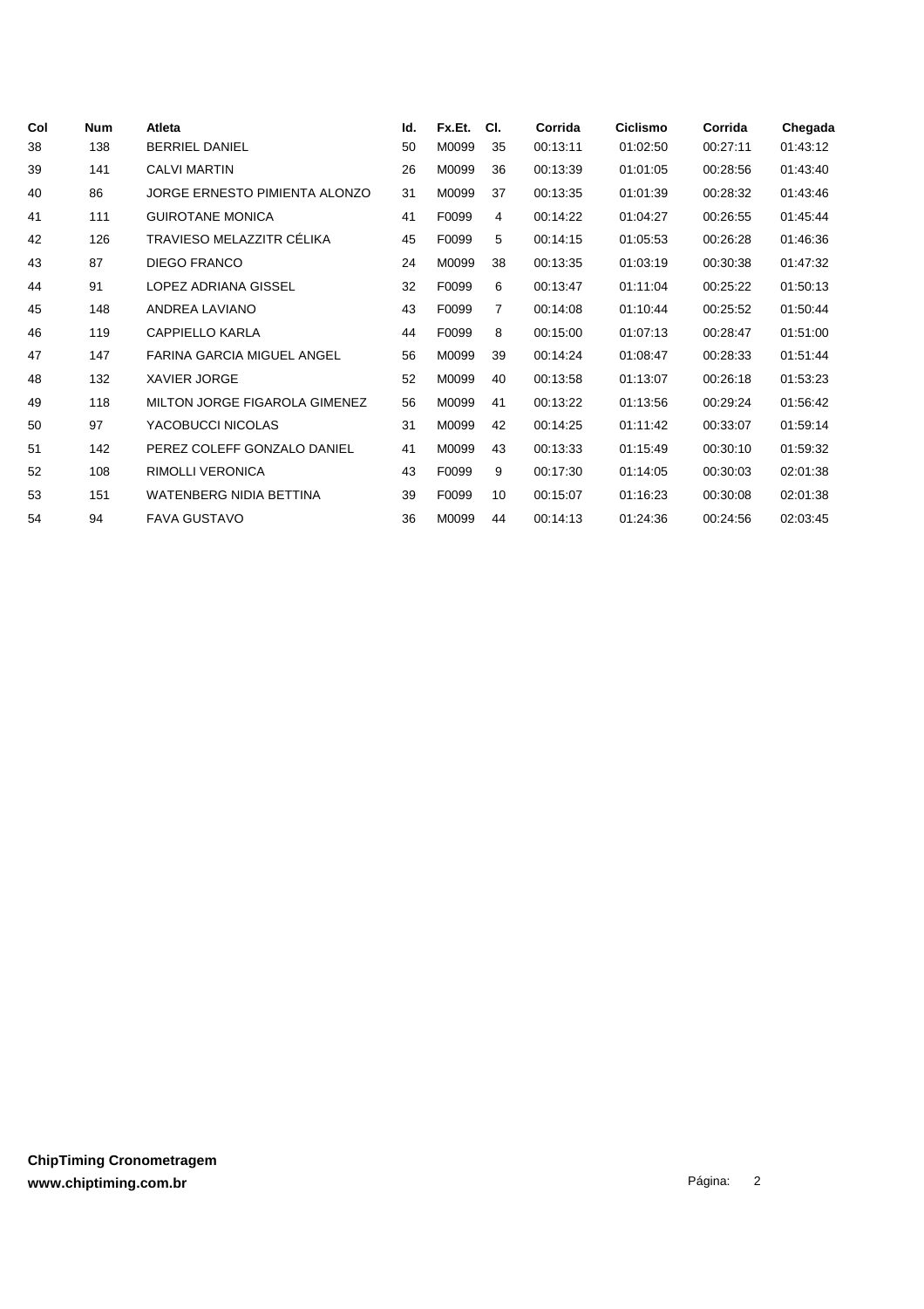| Col | Num | Atleta | Id. | Fx.Et. | Cl. | Corrida | Ciclismo | Corrida | Chegada |
|---|---|---|---|---|---|---|---|---|---|
| 38 | 138 | BERRIEL DANIEL | 50 | M0099 | 35 | 00:13:11 | 01:02:50 | 00:27:11 | 01:43:12 |
| 39 | 141 | CALVI MARTIN | 26 | M0099 | 36 | 00:13:39 | 01:01:05 | 00:28:56 | 01:43:40 |
| 40 | 86 | JORGE ERNESTO PIMIENTA ALONZO | 31 | M0099 | 37 | 00:13:35 | 01:01:39 | 00:28:32 | 01:43:46 |
| 41 | 111 | GUIROTANE MONICA | 41 | F0099 | 4 | 00:14:22 | 01:04:27 | 00:26:55 | 01:45:44 |
| 42 | 126 | TRAVIESO MELAZZITR CÉLIKA | 45 | F0099 | 5 | 00:14:15 | 01:05:53 | 00:26:28 | 01:46:36 |
| 43 | 87 | DIEGO FRANCO | 24 | M0099 | 38 | 00:13:35 | 01:03:19 | 00:30:38 | 01:47:32 |
| 44 | 91 | LOPEZ ADRIANA GISSEL | 32 | F0099 | 6 | 00:13:47 | 01:11:04 | 00:25:22 | 01:50:13 |
| 45 | 148 | ANDREA LAVIANO | 43 | F0099 | 7 | 00:14:08 | 01:10:44 | 00:25:52 | 01:50:44 |
| 46 | 119 | CAPPIELLO KARLA | 44 | F0099 | 8 | 00:15:00 | 01:07:13 | 00:28:47 | 01:51:00 |
| 47 | 147 | FARINA GARCIA MIGUEL ANGEL | 56 | M0099 | 39 | 00:14:24 | 01:08:47 | 00:28:33 | 01:51:44 |
| 48 | 132 | XAVIER JORGE | 52 | M0099 | 40 | 00:13:58 | 01:13:07 | 00:26:18 | 01:53:23 |
| 49 | 118 | MILTON JORGE FIGAROLA GIMENEZ | 56 | M0099 | 41 | 00:13:22 | 01:13:56 | 00:29:24 | 01:56:42 |
| 50 | 97 | YACOBUCCI NICOLAS | 31 | M0099 | 42 | 00:14:25 | 01:11:42 | 00:33:07 | 01:59:14 |
| 51 | 142 | PEREZ COLEFF GONZALO DANIEL | 41 | M0099 | 43 | 00:13:33 | 01:15:49 | 00:30:10 | 01:59:32 |
| 52 | 108 | RIMOLLI VERONICA | 43 | F0099 | 9 | 00:17:30 | 01:14:05 | 00:30:03 | 02:01:38 |
| 53 | 151 | WATENBERG NIDIA BETTINA | 39 | F0099 | 10 | 00:15:07 | 01:16:23 | 00:30:08 | 02:01:38 |
| 54 | 94 | FAVA GUSTAVO | 36 | M0099 | 44 | 00:14:13 | 01:24:36 | 00:24:56 | 02:03:45 |

**ChipTiming Cronometragem**
**www.chiptiming.com.br**